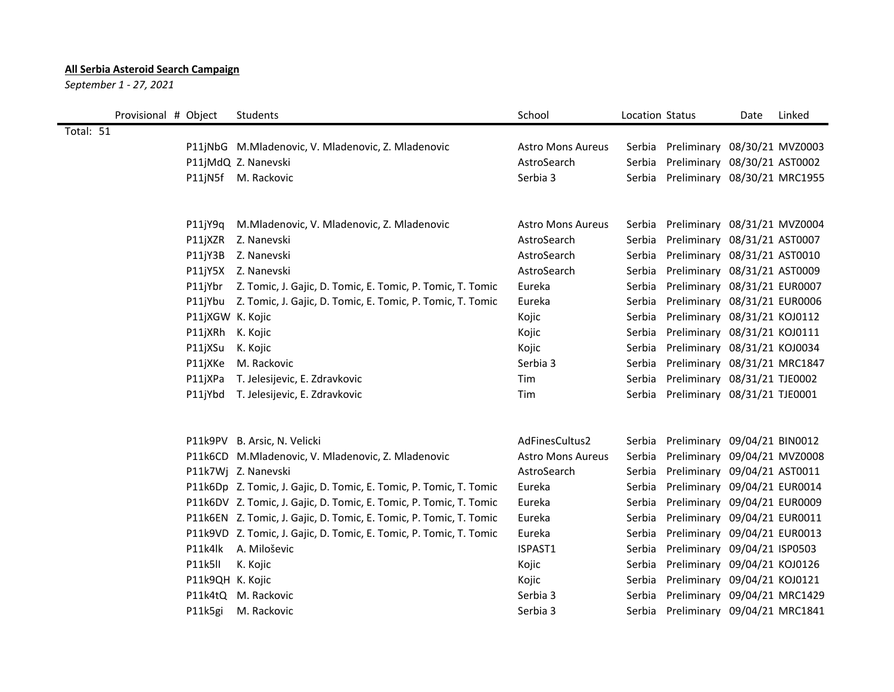**All Serbia Asteroid Search Campaign**

*September 1 - 27, 2021*

| Provisional # | Object | Students | School | Location | Status | Date | Linked |
|---|---|---|---|---|---|---|---|
| Total: 51 | | | | | | | |
| | P11jNbG | M.Mladenovic, V. Mladenovic, Z. Mladenovic | Astro Mons Aureus | Serbia | Preliminary | 08/30/21 | MVZ0003 |
| | P11jMdQ | Z. Nanevski | AstroSearch | Serbia | Preliminary | 08/30/21 | AST0002 |
| | P11jN5f | M. Rackovic | Serbia 3 | Serbia | Preliminary | 08/30/21 | MRC1955 |
| | | | | | | | |
| | P11jY9q | M.Mladenovic, V. Mladenovic, Z. Mladenovic | Astro Mons Aureus | Serbia | Preliminary | 08/31/21 | MVZ0004 |
| | P11jXZR | Z. Nanevski | AstroSearch | Serbia | Preliminary | 08/31/21 | AST0007 |
| | P11jY3B | Z. Nanevski | AstroSearch | Serbia | Preliminary | 08/31/21 | AST0010 |
| | P11jY5X | Z. Nanevski | AstroSearch | Serbia | Preliminary | 08/31/21 | AST0009 |
| | P11jYbr | Z. Tomic, J. Gajic, D. Tomic, E. Tomic, P. Tomic, T. Tomic | Eureka | Serbia | Preliminary | 08/31/21 | EUR0007 |
| | P11jYbu | Z. Tomic, J. Gajic, D. Tomic, E. Tomic, P. Tomic, T. Tomic | Eureka | Serbia | Preliminary | 08/31/21 | EUR0006 |
| | P11jXGW | K. Kojic | Kojic | Serbia | Preliminary | 08/31/21 | KOJ0112 |
| | P11jXRh | K. Kojic | Kojic | Serbia | Preliminary | 08/31/21 | KOJ0111 |
| | P11jXSu | K. Kojic | Kojic | Serbia | Preliminary | 08/31/21 | KOJ0034 |
| | P11jXKe | M. Rackovic | Serbia 3 | Serbia | Preliminary | 08/31/21 | MRC1847 |
| | P11jXPa | T. Jelesijevic, E. Zdravkovic | Tim | Serbia | Preliminary | 08/31/21 | TJE0002 |
| | P11jYbd | T. Jelesijevic, E. Zdravkovic | Tim | Serbia | Preliminary | 08/31/21 | TJE0001 |
| | | | | | | | |
| | P11k9PV | B. Arsic, N. Velicki | AdFinesCultus2 | Serbia | Preliminary | 09/04/21 | BIN0012 |
| | P11k6CD | M.Mladenovic, V. Mladenovic, Z. Mladenovic | Astro Mons Aureus | Serbia | Preliminary | 09/04/21 | MVZ0008 |
| | P11k7Wj | Z. Nanevski | AstroSearch | Serbia | Preliminary | 09/04/21 | AST0011 |
| | P11k6Dp | Z. Tomic, J. Gajic, D. Tomic, E. Tomic, P. Tomic, T. Tomic | Eureka | Serbia | Preliminary | 09/04/21 | EUR0014 |
| | P11k6DV | Z. Tomic, J. Gajic, D. Tomic, E. Tomic, P. Tomic, T. Tomic | Eureka | Serbia | Preliminary | 09/04/21 | EUR0009 |
| | P11k6EN | Z. Tomic, J. Gajic, D. Tomic, E. Tomic, P. Tomic, T. Tomic | Eureka | Serbia | Preliminary | 09/04/21 | EUR0011 |
| | P11k9VD | Z. Tomic, J. Gajic, D. Tomic, E. Tomic, P. Tomic, T. Tomic | Eureka | Serbia | Preliminary | 09/04/21 | EUR0013 |
| | P11k4lk | A. Miloševic | ISPAST1 | Serbia | Preliminary | 09/04/21 | ISP0503 |
| | P11k5lI | K. Kojic | Kojic | Serbia | Preliminary | 09/04/21 | KOJ0126 |
| | P11k9QH | K. Kojic | Kojic | Serbia | Preliminary | 09/04/21 | KOJ0121 |
| | P11k4tQ | M. Rackovic | Serbia 3 | Serbia | Preliminary | 09/04/21 | MRC1429 |
| | P11k5gi | M. Rackovic | Serbia 3 | Serbia | Preliminary | 09/04/21 | MRC1841 |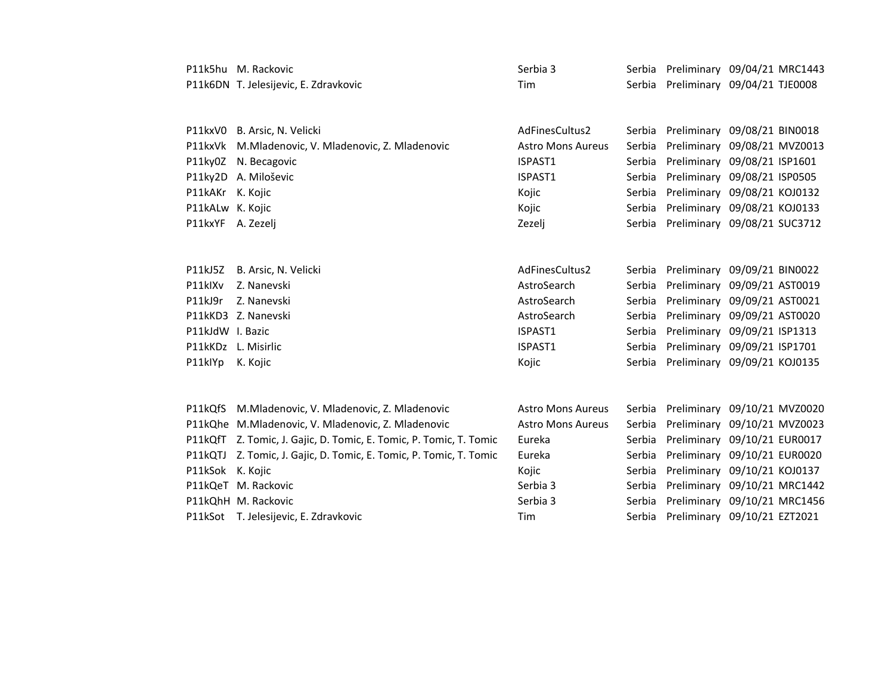| | | | | | | |
|---|---|---|---|---|---|---|
| P11k5hu | M. Rackovic | Serbia 3 | Serbia | Preliminary | 09/04/21 | MRC1443 |
| P11k6DN | T. Jelesijevic, E. Zdravkovic | Tim | Serbia | Preliminary | 09/04/21 | TJE0008 |
| | | | | | | |
| P11kxV0 | B. Arsic, N. Velicki | AdFinesCultus2 | Serbia | Preliminary | 09/08/21 | BIN0018 |
| P11kxVk | M.Mladenovic, V. Mladenovic, Z. Mladenovic | Astro Mons Aureus | Serbia | Preliminary | 09/08/21 | MVZ0013 |
| P11ky0Z | N. Becagovic | ISPAST1 | Serbia | Preliminary | 09/08/21 | ISP1601 |
| P11ky2D | A. Miloševic | ISPAST1 | Serbia | Preliminary | 09/08/21 | ISP0505 |
| P11kAKr | K. Kojic | Kojic | Serbia | Preliminary | 09/08/21 | KOJ0132 |
| P11kALw | K. Kojic | Kojic | Serbia | Preliminary | 09/08/21 | KOJ0133 |
| P11kxYF | A. Zezelj | Zezelj | Serbia | Preliminary | 09/08/21 | SUC3712 |
| | | | | | | |
| P11kJ5Z | B. Arsic, N. Velicki | AdFinesCultus2 | Serbia | Preliminary | 09/09/21 | BIN0022 |
| P11kIXv | Z. Nanevski | AstroSearch | Serbia | Preliminary | 09/09/21 | AST0019 |
| P11kJ9r | Z. Nanevski | AstroSearch | Serbia | Preliminary | 09/09/21 | AST0021 |
| P11kKD3 | Z. Nanevski | AstroSearch | Serbia | Preliminary | 09/09/21 | AST0020 |
| P11kJdW | I. Bazic | ISPAST1 | Serbia | Preliminary | 09/09/21 | ISP1313 |
| P11kKDz | L. Misirlic | ISPAST1 | Serbia | Preliminary | 09/09/21 | ISP1701 |
| P11kIYp | K. Kojic | Kojic | Serbia | Preliminary | 09/09/21 | KOJ0135 |
| | | | | | | |
| P11kQfS | M.Mladenovic, V. Mladenovic, Z. Mladenovic | Astro Mons Aureus | Serbia | Preliminary | 09/10/21 | MVZ0020 |
| P11kQhe | M.Mladenovic, V. Mladenovic, Z. Mladenovic | Astro Mons Aureus | Serbia | Preliminary | 09/10/21 | MVZ0023 |
| P11kQfT | Z. Tomic, J. Gajic, D. Tomic, E. Tomic, P. Tomic, T. Tomic | Eureka | Serbia | Preliminary | 09/10/21 | EUR0017 |
| P11kQTJ | Z. Tomic, J. Gajic, D. Tomic, E. Tomic, P. Tomic, T. Tomic | Eureka | Serbia | Preliminary | 09/10/21 | EUR0020 |
| P11kSok | K. Kojic | Kojic | Serbia | Preliminary | 09/10/21 | KOJ0137 |
| P11kQeT | M. Rackovic | Serbia 3 | Serbia | Preliminary | 09/10/21 | MRC1442 |
| P11kQhH | M. Rackovic | Serbia 3 | Serbia | Preliminary | 09/10/21 | MRC1456 |
| P11kSot | T. Jelesijevic, E. Zdravkovic | Tim | Serbia | Preliminary | 09/10/21 | EZT2021 |